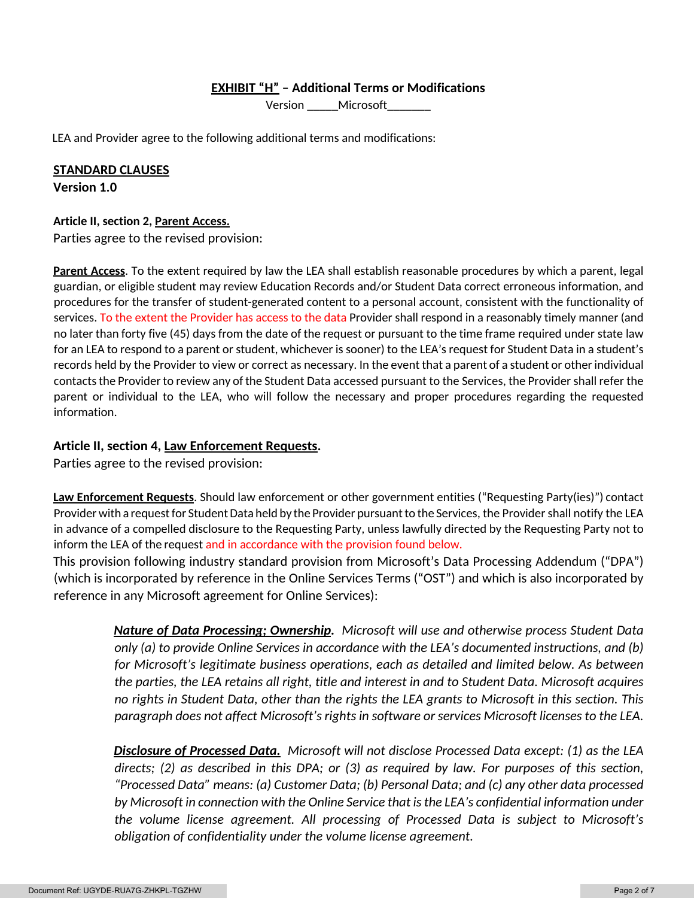# **EXHIBIT "H" – Additional Terms or Modifications**

Version _____Microsoft_______

LEA and Provider agree to the following additional terms and modifications:

**STANDARD CLAUSES**
**Version 1.0**

**Article II, section 2, Parent Access.**

Parties agree to the revised provision:

**Parent Access**. To the extent required by law the LEA shall establish reasonable procedures by which a parent, legal guardian, or eligible student may review Education Records and/or Student Data correct erroneous information, and procedures for the transfer of student-generated content to a personal account, consistent with the functionality of services. To the extent the Provider has access to the data Provider shall respond in a reasonably timely manner (and no later than forty five (45) days from the date of the request or pursuant to the time frame required under state law for an LEA to respond to a parent or student, whichever is sooner) to the LEA's request for Student Data in a student's records held by the Provider to view or correct as necessary. In the event that a parent of a student or other individual contacts the Provider to review any of the Student Data accessed pursuant to the Services, the Provider shall refer the parent or individual to the LEA, who will follow the necessary and proper procedures regarding the requested information.

**Article II, section 4, Law Enforcement Requests.**

Parties agree to the revised provision:

**Law Enforcement Requests**. Should law enforcement or other government entities ("Requesting Party(ies)") contact Provider with a request for Student Data held by the Provider pursuant to the Services, the Provider shall notify the LEA in advance of a compelled disclosure to the Requesting Party, unless lawfully directed by the Requesting Party not to inform the LEA of the request and in accordance with the provision found below.

This provision following industry standard provision from Microsoft's Data Processing Addendum ("DPA") (which is incorporated by reference in the Online Services Terms ("OST") and which is also incorporated by reference in any Microsoft agreement for Online Services):

> ***Nature of Data Processing; Ownership.*** *Microsoft will use and otherwise process Student Data only (a) to provide Online Services in accordance with the LEA's documented instructions, and (b) for Microsoft's legitimate business operations, each as detailed and limited below. As between the parties, the LEA retains all right, title and interest in and to Student Data. Microsoft acquires no rights in Student Data, other than the rights the LEA grants to Microsoft in this section. This paragraph does not affect Microsoft's rights in software or services Microsoft licenses to the LEA.*
>
> ***Disclosure of Processed Data.*** *Microsoft will not disclose Processed Data except: (1) as the LEA directs; (2) as described in this DPA; or (3) as required by law. For purposes of this section, "Processed Data" means: (a) Customer Data; (b) Personal Data; and (c) any other data processed by Microsoft in connection with the Online Service that is the LEA's confidential information under the volume license agreement. All processing of Processed Data is subject to Microsoft's obligation of confidentiality under the volume license agreement.*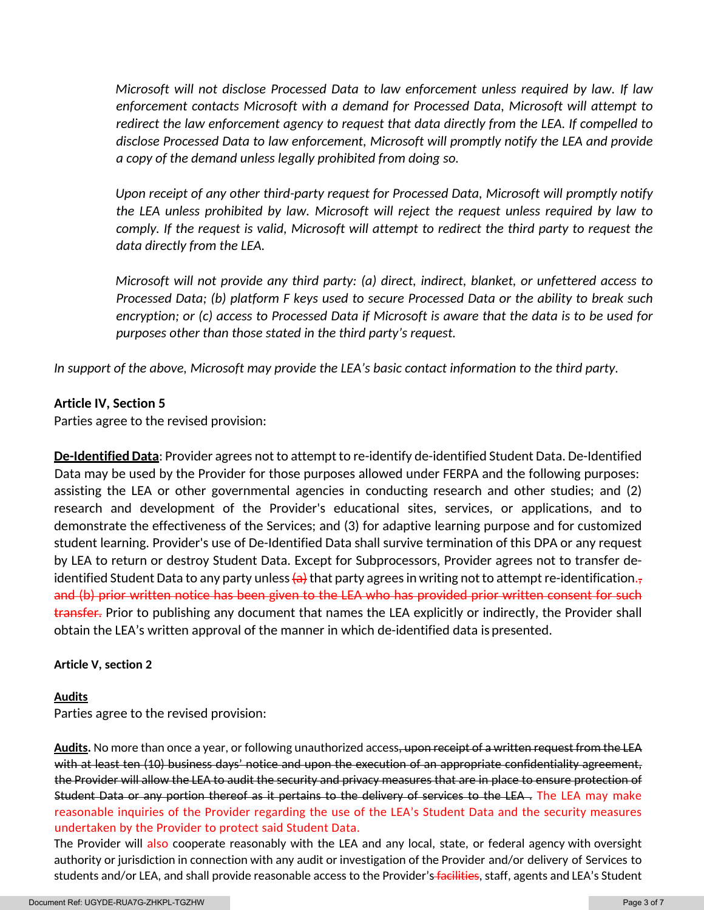*Microsoft will not disclose Processed Data to law enforcement unless required by law. If law enforcement contacts Microsoft with a demand for Processed Data, Microsoft will attempt to redirect the law enforcement agency to request that data directly from the LEA. If compelled to disclose Processed Data to law enforcement, Microsoft will promptly notify the LEA and provide a copy of the demand unless legally prohibited from doing so.*

*Upon receipt of any other third-party request for Processed Data, Microsoft will promptly notify the LEA unless prohibited by law. Microsoft will reject the request unless required by law to comply. If the request is valid, Microsoft will attempt to redirect the third party to request the data directly from the LEA.*

*Microsoft will not provide any third party: (a) direct, indirect, blanket, or unfettered access to Processed Data; (b) platform F keys used to secure Processed Data or the ability to break such encryption; or (c) access to Processed Data if Microsoft is aware that the data is to be used for purposes other than those stated in the third party's request.*

*In support of the above, Microsoft may provide the LEA's basic contact information to the third party.*

**Article IV, Section 5**

Parties agree to the revised provision:

**De-Identified Data**: Provider agrees not to attempt to re-identify de-identified Student Data. De-Identified Data may be used by the Provider for those purposes allowed under FERPA and the following purposes: assisting the LEA or other governmental agencies in conducting research and other studies; and (2) research and development of the Provider's educational sites, services, or applications, and to demonstrate the effectiveness of the Services; and (3) for adaptive learning purpose and for customized student learning. Provider's use of De-Identified Data shall survive termination of this DPA or any request by LEA to return or destroy Student Data. Except for Subprocessors, Provider agrees not to transfer de-identified Student Data to any party unless ~~(a)~~ that party agrees in writing not to attempt re-identification.~~, and (b) prior written notice has been given to the LEA who has provided prior written consent for such transfer.~~ Prior to publishing any document that names the LEA explicitly or indirectly, the Provider shall obtain the LEA's written approval of the manner in which de-identified data is presented.

**Article V, section 2**

**Audits**

Parties agree to the revised provision:

**Audits.** No more than once a year, or following unauthorized access~~, upon receipt of a written request from the LEA with at least ten (10) business days' notice and upon the execution of an appropriate confidentiality agreement, the Provider will allow the LEA to audit the security and privacy measures that are in place to ensure protection of Student Data or any portion thereof as it pertains to the delivery of services to the LEA~~ . The LEA may make reasonable inquiries of the Provider regarding the use of the LEA's Student Data and the security measures undertaken by the Provider to protect said Student Data.

The Provider will also cooperate reasonably with the LEA and any local, state, or federal agency with oversight authority or jurisdiction in connection with any audit or investigation of the Provider and/or delivery of Services to students and/or LEA, and shall provide reasonable access to the Provider's ~~facilities~~, staff, agents and LEA's Student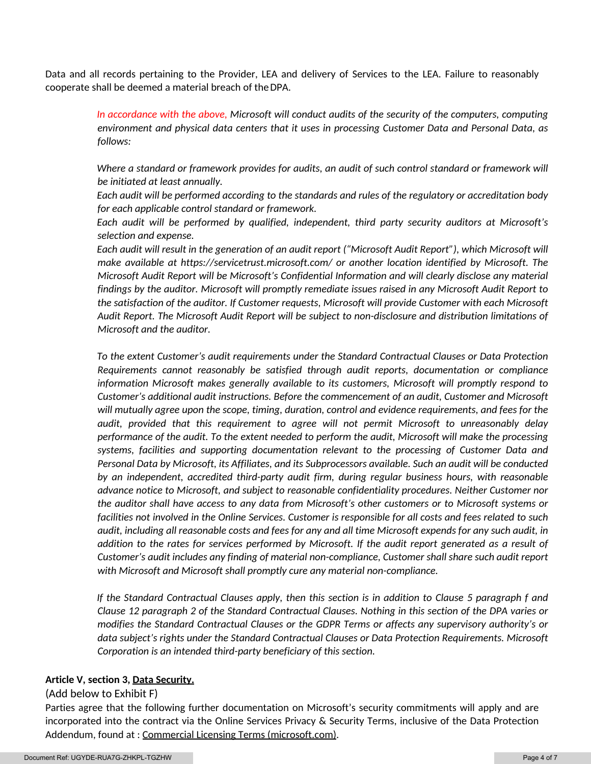Data and all records pertaining to the Provider, LEA and delivery of Services to the LEA. Failure to reasonably cooperate shall be deemed a material breach of the DPA.

> *In accordance with the above, Microsoft will conduct audits of the security of the computers, computing environment and physical data centers that it uses in processing Customer Data and Personal Data, as follows:*
>
> *Where a standard or framework provides for audits, an audit of such control standard or framework will be initiated at least annually.*
> *Each audit will be performed according to the standards and rules of the regulatory or accreditation body for each applicable control standard or framework.*
> *Each audit will be performed by qualified, independent, third party security auditors at Microsoft's selection and expense.*
> *Each audit will result in the generation of an audit report ("Microsoft Audit Report"), which Microsoft will make available at https://servicetrust.microsoft.com/ or another location identified by Microsoft. The Microsoft Audit Report will be Microsoft's Confidential Information and will clearly disclose any material findings by the auditor. Microsoft will promptly remediate issues raised in any Microsoft Audit Report to the satisfaction of the auditor. If Customer requests, Microsoft will provide Customer with each Microsoft Audit Report. The Microsoft Audit Report will be subject to non-disclosure and distribution limitations of Microsoft and the auditor.*
>
> *To the extent Customer's audit requirements under the Standard Contractual Clauses or Data Protection Requirements cannot reasonably be satisfied through audit reports, documentation or compliance information Microsoft makes generally available to its customers, Microsoft will promptly respond to Customer's additional audit instructions. Before the commencement of an audit, Customer and Microsoft will mutually agree upon the scope, timing, duration, control and evidence requirements, and fees for the audit, provided that this requirement to agree will not permit Microsoft to unreasonably delay performance of the audit. To the extent needed to perform the audit, Microsoft will make the processing systems, facilities and supporting documentation relevant to the processing of Customer Data and Personal Data by Microsoft, its Affiliates, and its Subprocessors available. Such an audit will be conducted by an independent, accredited third-party audit firm, during regular business hours, with reasonable advance notice to Microsoft, and subject to reasonable confidentiality procedures. Neither Customer nor the auditor shall have access to any data from Microsoft's other customers or to Microsoft systems or facilities not involved in the Online Services. Customer is responsible for all costs and fees related to such audit, including all reasonable costs and fees for any and all time Microsoft expends for any such audit, in addition to the rates for services performed by Microsoft. If the audit report generated as a result of Customer's audit includes any finding of material non-compliance, Customer shall share such audit report with Microsoft and Microsoft shall promptly cure any material non-compliance.*
>
> *If the Standard Contractual Clauses apply, then this section is in addition to Clause 5 paragraph f and Clause 12 paragraph 2 of the Standard Contractual Clauses. Nothing in this section of the DPA varies or modifies the Standard Contractual Clauses or the GDPR Terms or affects any supervisory authority's or data subject's rights under the Standard Contractual Clauses or Data Protection Requirements. Microsoft Corporation is an intended third-party beneficiary of this section.*

**Article V, section 3, <u>Data Security.</u>**

(Add below to Exhibit F)

Parties agree that the following further documentation on Microsoft's security commitments will apply and are incorporated into the contract via the Online Services Privacy & Security Terms, inclusive of the Data Protection Addendum, found at : <u>Commercial Licensing Terms (microsoft.com)</u>.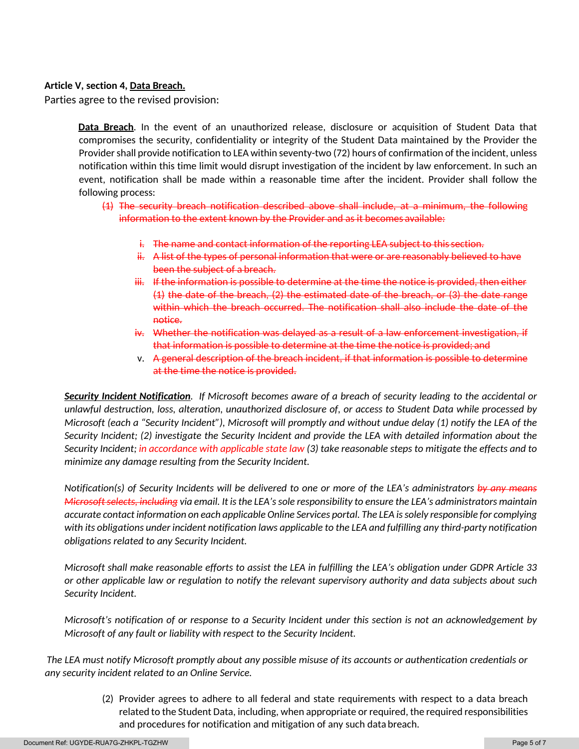**Article V, section 4, <u>Data Breach.</u>**

Parties agree to the revised provision:

> **<u>Data Breach</u>**. In the event of an unauthorized release, disclosure or acquisition of Student Data that compromises the security, confidentiality or integrity of the Student Data maintained by the Provider the Provider shall provide notification to LEA within seventy-two (72) hours of confirmation of the incident, unless notification within this time limit would disrupt investigation of the incident by law enforcement. In such an event, notification shall be made within a reasonable time after the incident. Provider shall follow the following process:
>
> ~~(1) The security breach notification described above shall include, at a minimum, the following information to the extent known by the Provider and as it becomes available:~~
>
> ~~i. The name and contact information of the reporting LEA subject to this section.~~
> ~~ii. A list of the types of personal information that were or are reasonably believed to have been the subject of a breach.~~
> ~~iii. If the information is possible to determine at the time the notice is provided, then either (1) the date of the breach, (2) the estimated date of the breach, or (3) the date range within which the breach occurred. The notification shall also include the date of the notice.~~
> ~~iv. Whether the notification was delayed as a result of a law enforcement investigation, if that information is possible to determine at the time the notice is provided; and~~
> v. ~~A general description of the breach incident, if that information is possible to determine at the time the notice is provided.~~

***<u>Security Incident Notification</u>****.* *If Microsoft becomes aware of a breach of security leading to the accidental or unlawful destruction, loss, alteration, unauthorized disclosure of, or access to Student Data while processed by Microsoft (each a "Security Incident"), Microsoft will promptly and without undue delay (1) notify the LEA of the Security Incident; (2) investigate the Security Incident and provide the LEA with detailed information about the Security Incident; in accordance with applicable state law (3) take reasonable steps to mitigate the effects and to minimize any damage resulting from the Security Incident.*

*Notification(s) of Security Incidents will be delivered to one or more of the LEA's administrators ~~by any means Microsoft selects, including~~ via email. It is the LEA's sole responsibility to ensure the LEA's administrators maintain accurate contact information on each applicable Online Services portal. The LEA is solely responsible for complying with its obligations under incident notification laws applicable to the LEA and fulfilling any third-party notification obligations related to any Security Incident.*

*Microsoft shall make reasonable efforts to assist the LEA in fulfilling the LEA's obligation under GDPR Article 33 or other applicable law or regulation to notify the relevant supervisory authority and data subjects about such Security Incident.*

*Microsoft's notification of or response to a Security Incident under this section is not an acknowledgement by Microsoft of any fault or liability with respect to the Security Incident.*

*The LEA must notify Microsoft promptly about any possible misuse of its accounts or authentication credentials or any security incident related to an Online Service.*

> (2) Provider agrees to adhere to all federal and state requirements with respect to a data breach related to the Student Data, including, when appropriate or required, the required responsibilities and procedures for notification and mitigation of any such data breach.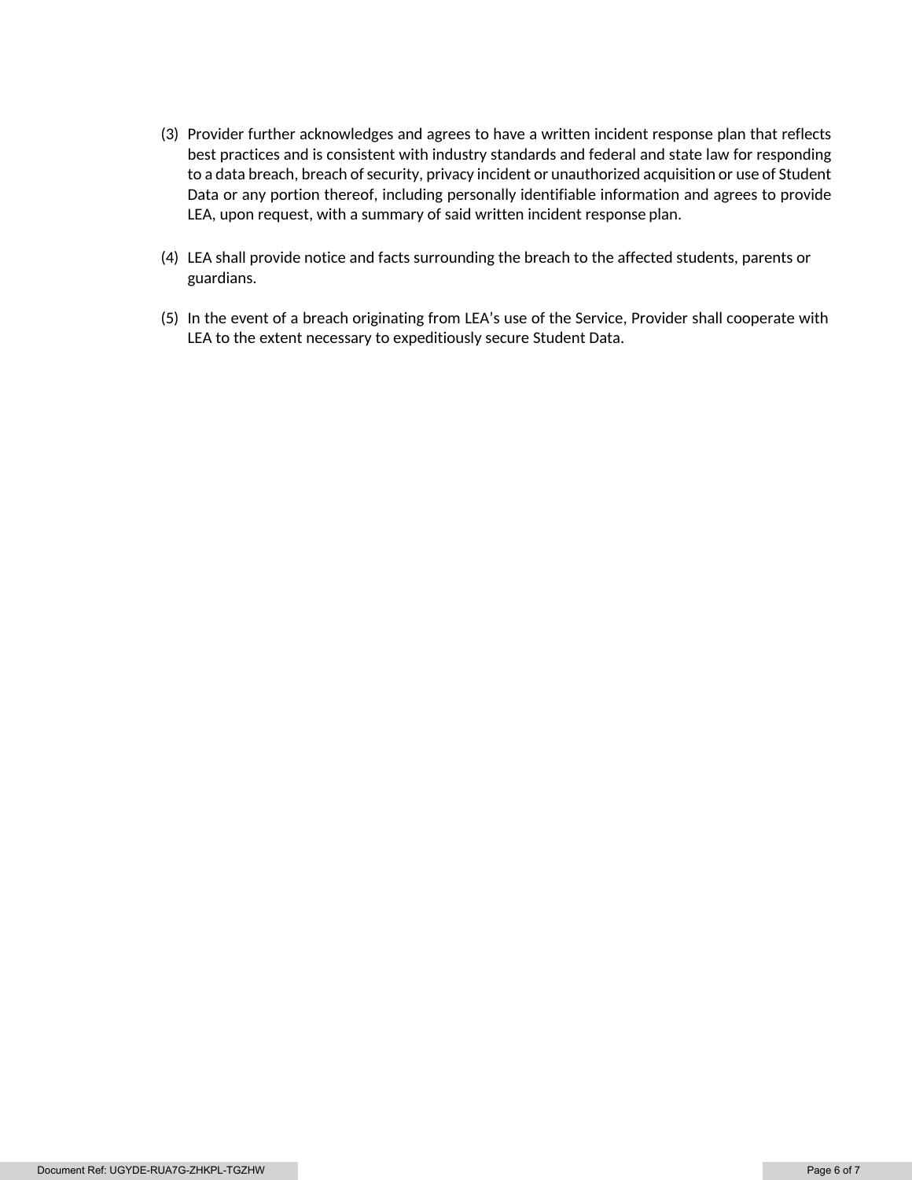(3) Provider further acknowledges and agrees to have a written incident response plan that reflects best practices and is consistent with industry standards and federal and state law for responding to a data breach, breach of security, privacy incident or unauthorized acquisition or use of Student Data or any portion thereof, including personally identifiable information and agrees to provide LEA, upon request, with a summary of said written incident response plan.

(4) LEA shall provide notice and facts surrounding the breach to the affected students, parents or guardians.

(5) In the event of a breach originating from LEA's use of the Service, Provider shall cooperate with LEA to the extent necessary to expeditiously secure Student Data.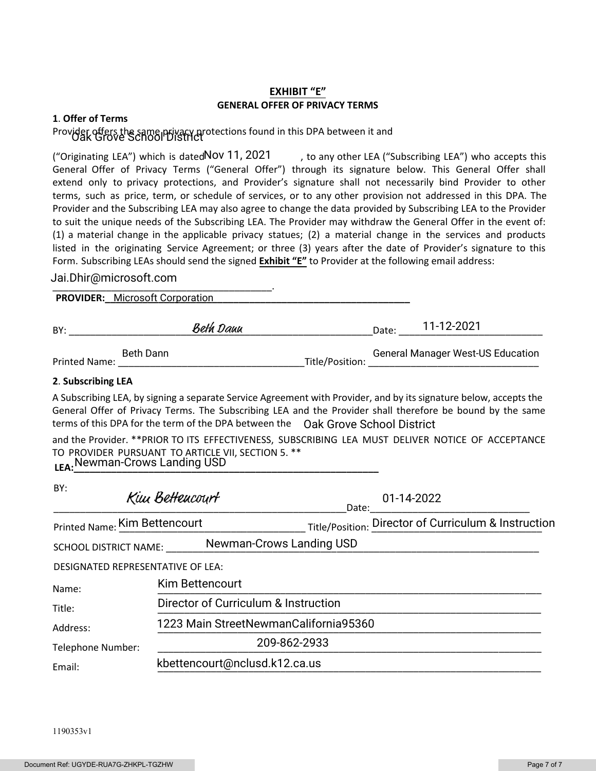## EXHIBIT "E"

### GENERAL OFFER OF PRIVACY TERMS

**1. Offer of Terms**

Provider offers the same privacy protections found in this DPA between it and Oak Grove School District ("Originating LEA") which is dated Nov 11, 2021, to any other LEA ("Subscribing LEA") who accepts this General Offer of Privacy Terms ("General Offer") through its signature below. This General Offer shall extend only to privacy protections, and Provider's signature shall not necessarily bind Provider to other terms, such as price, term, or schedule of services, or to any other provision not addressed in this DPA. The Provider and the Subscribing LEA may also agree to change the data provided by Subscribing LEA to the Provider to suit the unique needs of the Subscribing LEA. The Provider may withdraw the General Offer in the event of: (1) a material change in the applicable privacy statues; (2) a material change in the services and products listed in the originating Service Agreement; or three (3) years after the date of Provider's signature to this Form. Subscribing LEAs should send the signed **Exhibit "E"** to Provider at the following email address:

Jai.Dhir@microsoft.com.

**PROVIDER:** Microsoft Corporation

BY: *Beth Dann* Date: 11-12-2021

Printed Name: Beth Dann Title/Position: General Manager West-US Education

**2. Subscribing LEA**

A Subscribing LEA, by signing a separate Service Agreement with Provider, and by its signature below, accepts the General Offer of Privacy Terms. The Subscribing LEA and the Provider shall therefore be bound by the same terms of this DPA for the term of the DPA between the Oak Grove School District and the Provider. **PRIOR TO ITS EFFECTIVENESS, SUBSCRIBING LEA MUST DELIVER NOTICE OF ACCEPTANCE TO PROVIDER PURSUANT TO ARTICLE VII, SECTION 5. **

**LEA:** Newman-Crows Landing USD

BY: *Kim Bettencourt* Date: 01-14-2022

Printed Name: Kim Bettencourt Title/Position: Director of Curriculum & Instruction

SCHOOL DISTRICT NAME: Newman-Crows Landing USD

DESIGNATED REPRESENTATIVE OF LEA:

Name: Kim Bettencourt

Title: Director of Curriculum & Instruction

Address: 1223 Main StreetNewmanCalifornia95360

Telephone Number: 209-862-2933

Email: kbettencourt@nclusd.k12.ca.us

1190353v1

Document Ref: UGYDE-RUA7G-ZHKPL-TGZHW